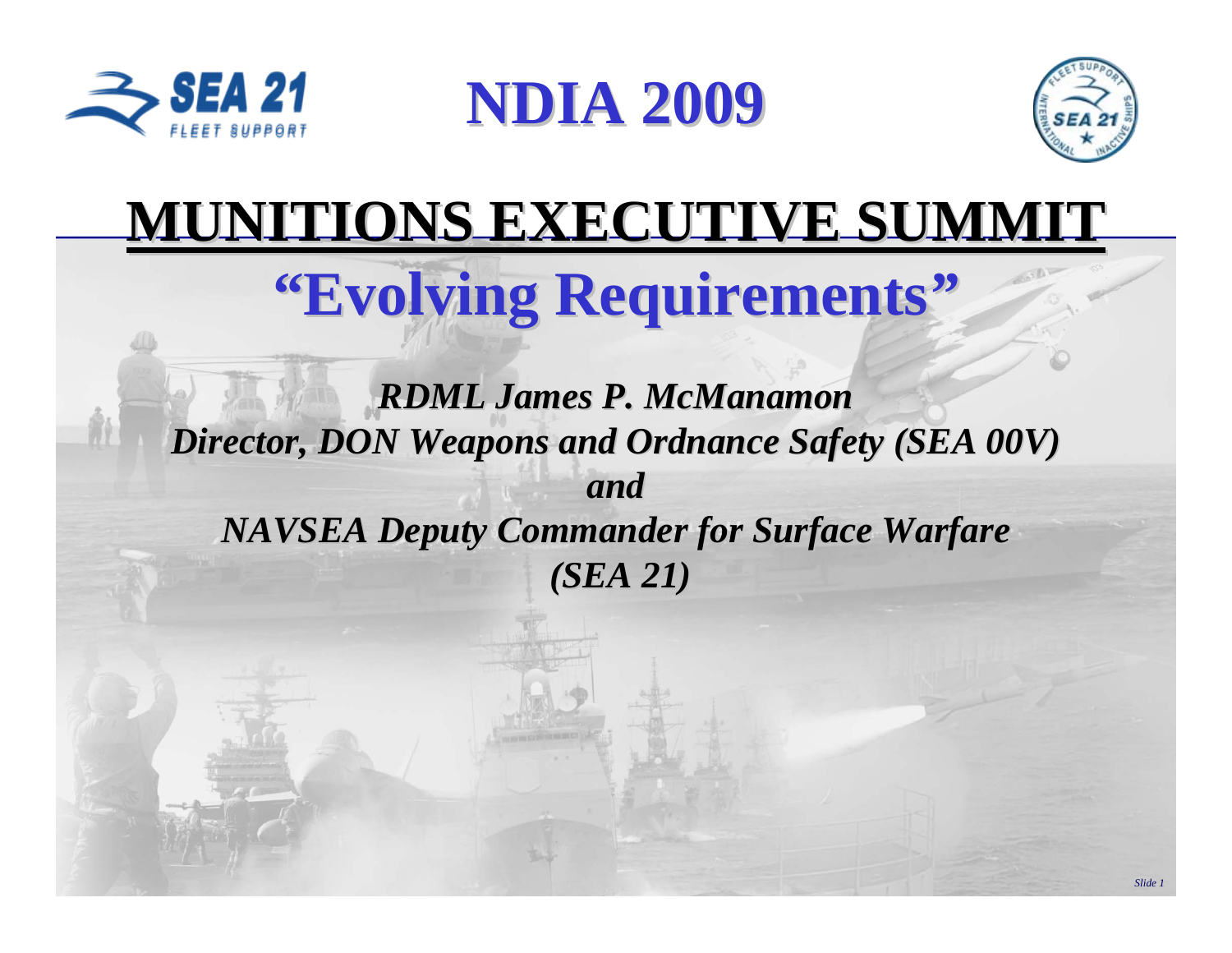# NDIA 2009

# MUNITIONS EXECUTIVE SUMMIT

## "Evolving Requirements"

*RDML James P. McManamon*
*Director, DON Weapons and Ordnance Safety (SEA 00V)*
*and*
*NAVSEA Deputy Commander for Surface Warfare (SEA 21)*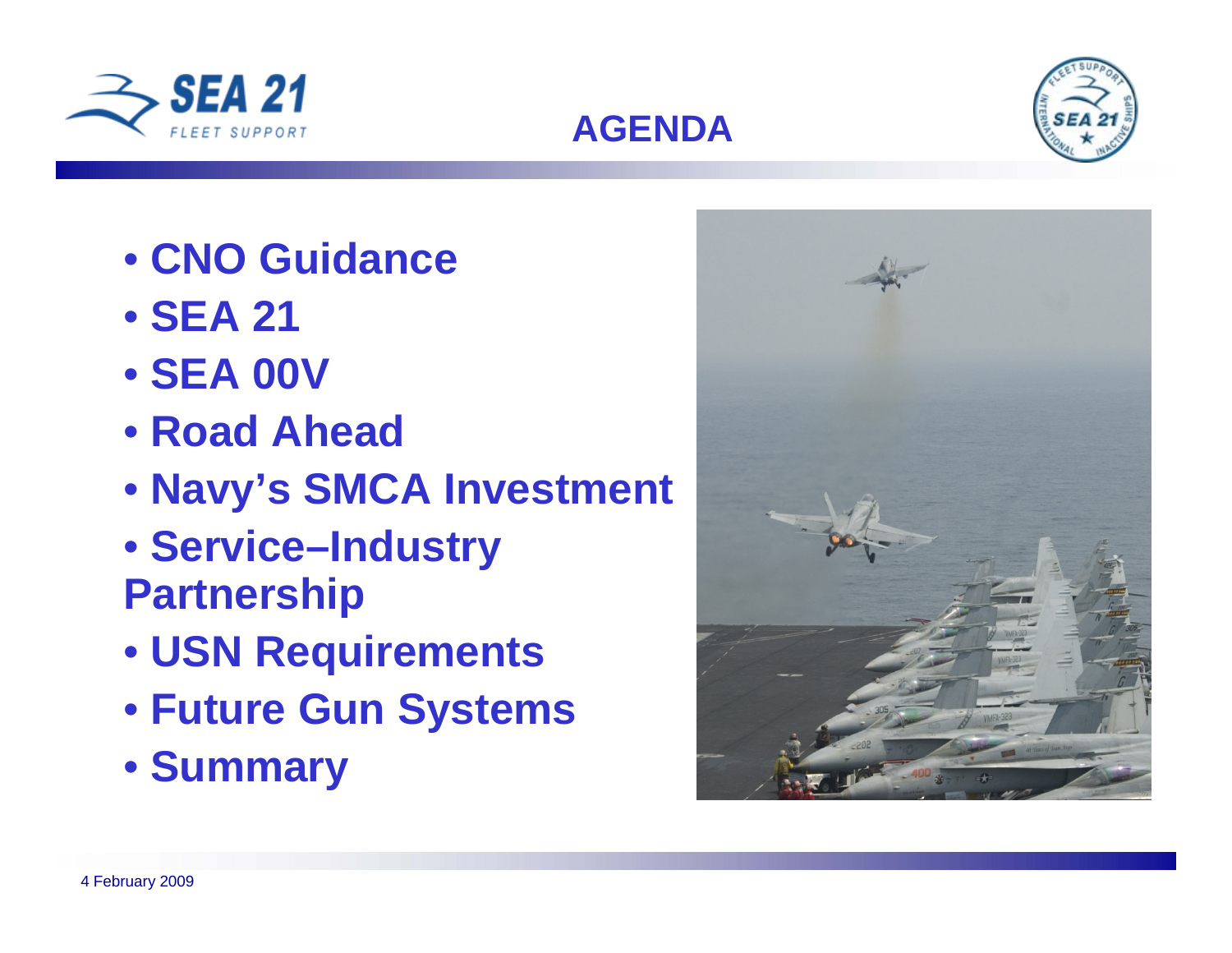# AGENDA

- CNO Guidance
- SEA 21
- SEA 00V
- Road Ahead
- Navy's SMCA Investment
- Service–Industry Partnership
- USN Requirements
- Future Gun Systems
- Summary

4 February 2009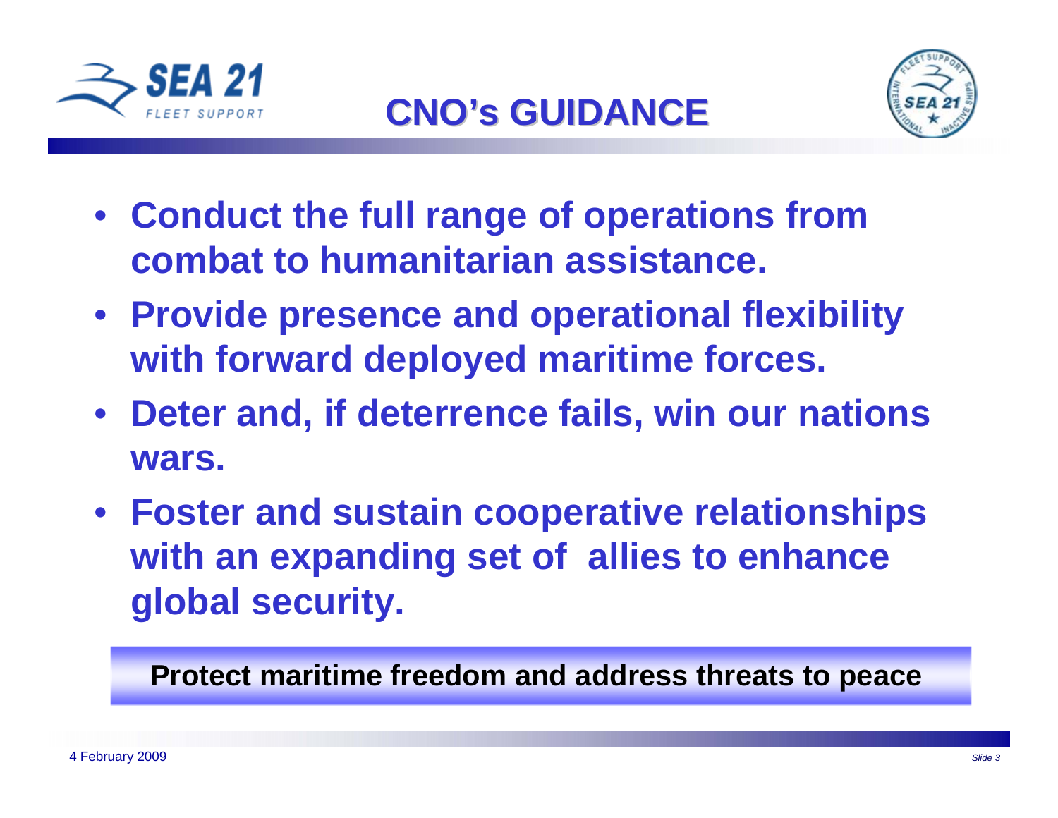# CNO's GUIDANCE

- **Conduct the full range of operations from combat to humanitarian assistance.**
- **Provide presence and operational flexibility with forward deployed maritime forces.**
- **Deter and, if deterrence fails, win our nations wars.**
- **Foster and sustain cooperative relationships with an expanding set of allies to enhance global security.**

**Protect maritime freedom and address threats to peace**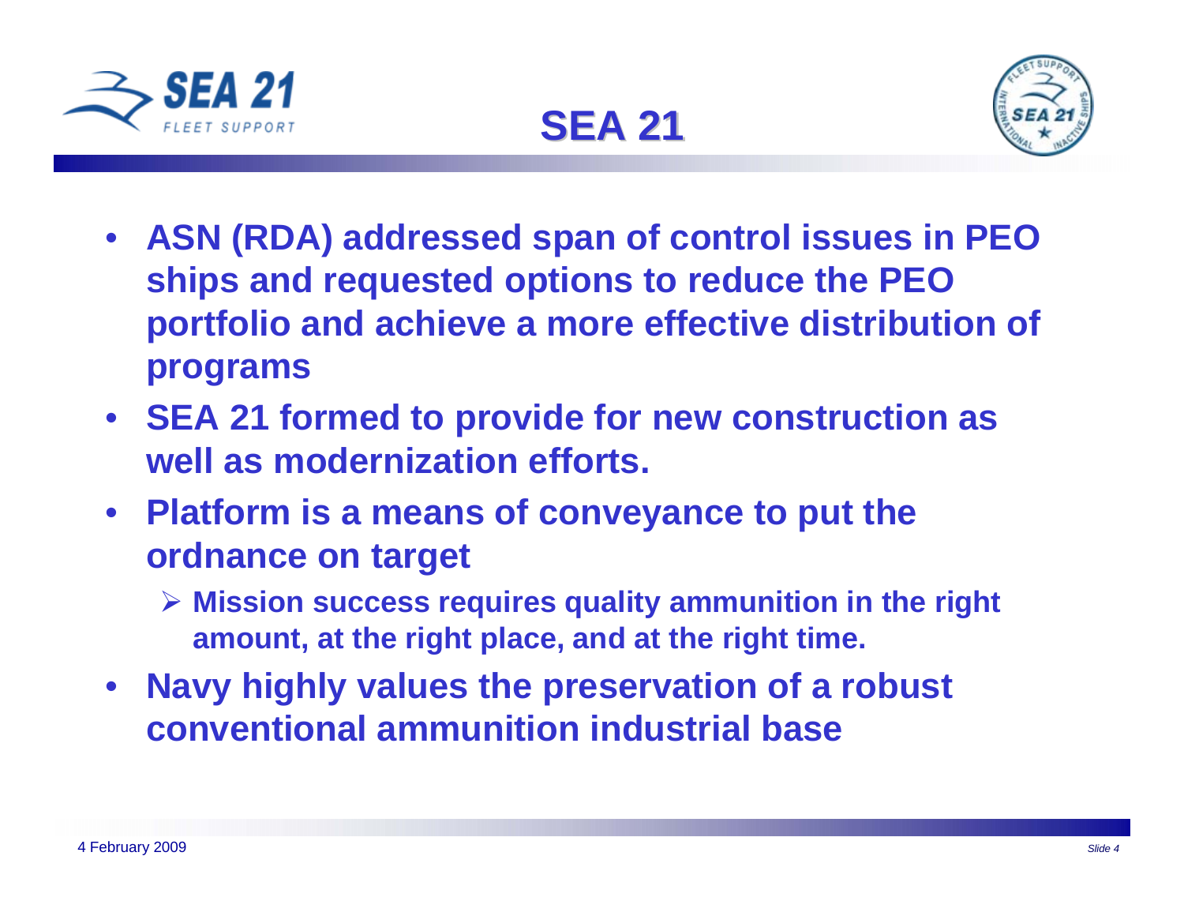# SEA 21

- ASN (RDA) addressed span of control issues in PEO ships and requested options to reduce the PEO portfolio and achieve a more effective distribution of programs
- SEA 21 formed to provide for new construction as well as modernization efforts.
- Platform is a means of conveyance to put the ordnance on target
  - Mission success requires quality ammunition in the right amount, at the right place, and at the right time.
- Navy highly values the preservation of a robust conventional ammunition industrial base

4 February 2009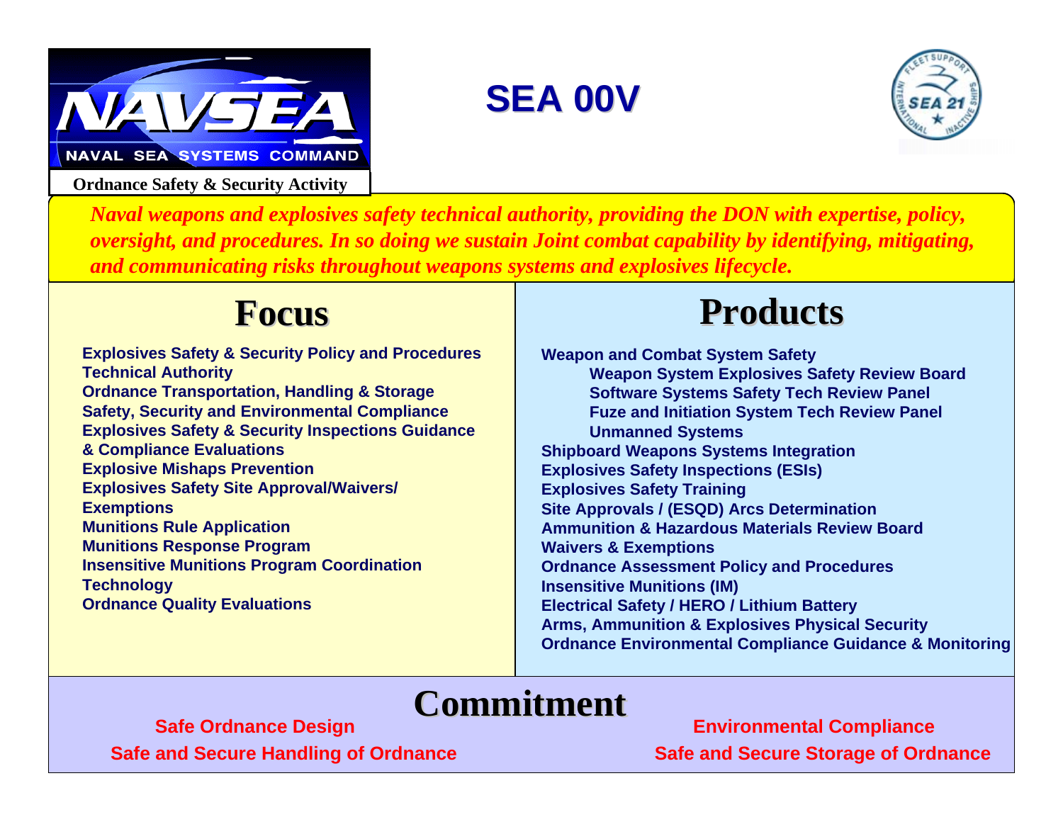NAVSEA

NAVAL SEA SYSTEMS COMMAND

Ordnance Safety & Security Activity

# SEA 00V

SEA 21 — Fleet Support — International Inactive Ships

*Naval weapons and explosives safety technical authority, providing the DON with expertise, policy, oversight, and procedures. In so doing we sustain Joint combat capability by identifying, mitigating, and communicating risks throughout weapons systems and explosives lifecycle.*

## Focus

- Explosives Safety & Security Policy and Procedures
- Technical Authority
- Ordnance Transportation, Handling & Storage
- Safety, Security and Environmental Compliance
- Explosives Safety & Security Inspections Guidance & Compliance Evaluations
- Explosive Mishaps Prevention
- Explosives Safety Site Approval/Waivers/ Exemptions
- Munitions Rule Application
- Munitions Response Program
- Insensitive Munitions Program Coordination
- Technology
- Ordnance Quality Evaluations

## Products

- Weapon and Combat System Safety
  - Weapon System Explosives Safety Review Board
  - Software Systems Safety Tech Review Panel
  - Fuze and Initiation System Tech Review Panel
  - Unmanned Systems
- Shipboard Weapons Systems Integration
- Explosives Safety Inspections (ESIs)
- Explosives Safety Training
- Site Approvals / (ESQD) Arcs Determination
- Ammunition & Hazardous Materials Review Board
- Waivers & Exemptions
- Ordnance Assessment Policy and Procedures
- Insensitive Munitions (IM)
- Electrical Safety / HERO / Lithium Battery
- Arms, Ammunition & Explosives Physical Security
- Ordnance Environmental Compliance Guidance & Monitoring

## Commitment

- Safe Ordnance Design
- Safe and Secure Handling of Ordnance
- Environmental Compliance
- Safe and Secure Storage of Ordnance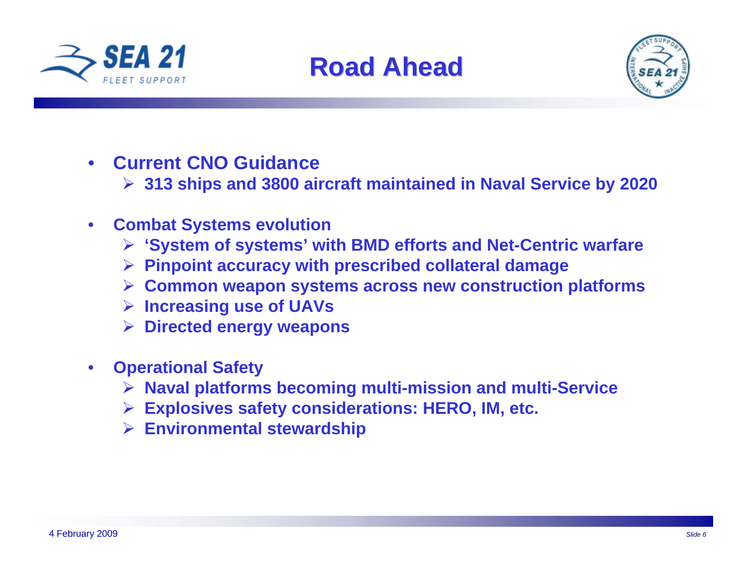# Road Ahead

- **Current CNO Guidance**
  - **313 ships and 3800 aircraft maintained in Naval Service by 2020**
- **Combat Systems evolution**
  - **'System of systems' with BMD efforts and Net-Centric warfare**
  - **Pinpoint accuracy with prescribed collateral damage**
  - **Common weapon systems across new construction platforms**
  - **Increasing use of UAVs**
  - **Directed energy weapons**
- **Operational Safety**
  - **Naval platforms becoming multi-mission and multi-Service**
  - **Explosives safety considerations: HERO, IM, etc.**
  - **Environmental stewardship**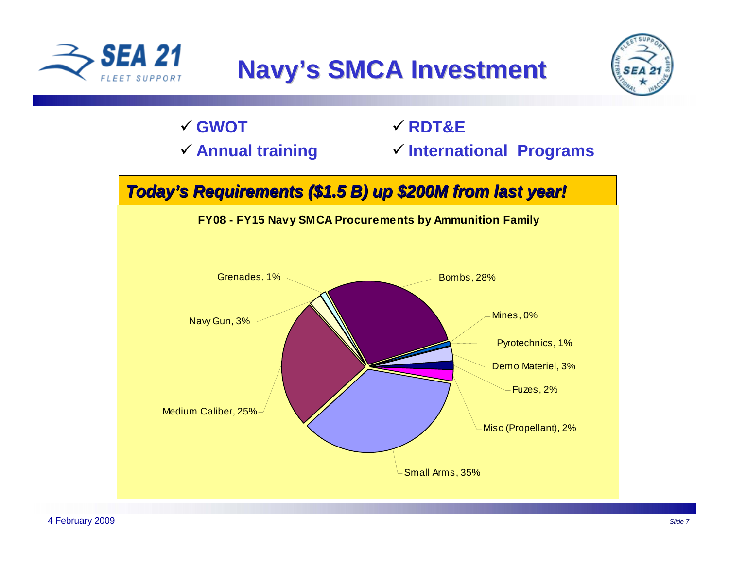# Navy's SMCA Investment

- ✓ GWOT
- ✓ Annual training
- ✓ RDT&E
- ✓ International Programs

***Today's Requirements ($1.5 B) up $200M from last year!***

**FY08 - FY15 Navy SMCA Procurements by Ammunition Family**

| Ammunition Family | Share |
|---|---|
| Bombs | 28% |
| Mines | 0% |
| Pyrotechnics | 1% |
| Demo Materiel | 3% |
| Fuzes | 2% |
| Misc (Propellant) | 2% |
| Small Arms | 35% |
| Medium Caliber | 25% |
| Navy Gun | 3% |
| Grenades | 1% |

4 February 2009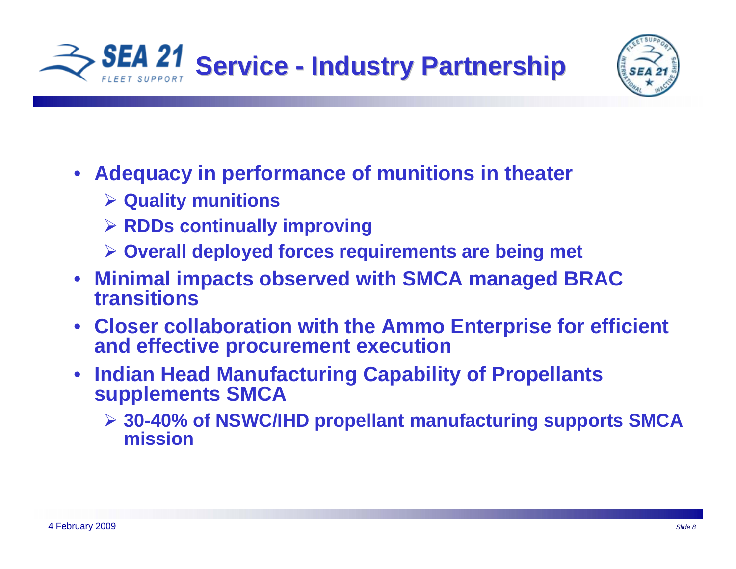# Service - Industry Partnership

- Adequacy in performance of munitions in theater
  - Quality munitions
  - RDDs continually improving
  - Overall deployed forces requirements are being met
- Minimal impacts observed with SMCA managed BRAC transitions
- Closer collaboration with the Ammo Enterprise for efficient and effective procurement execution
- Indian Head Manufacturing Capability of Propellants supplements SMCA
  - 30-40% of NSWC/IHD propellant manufacturing supports SMCA mission

4 February 2009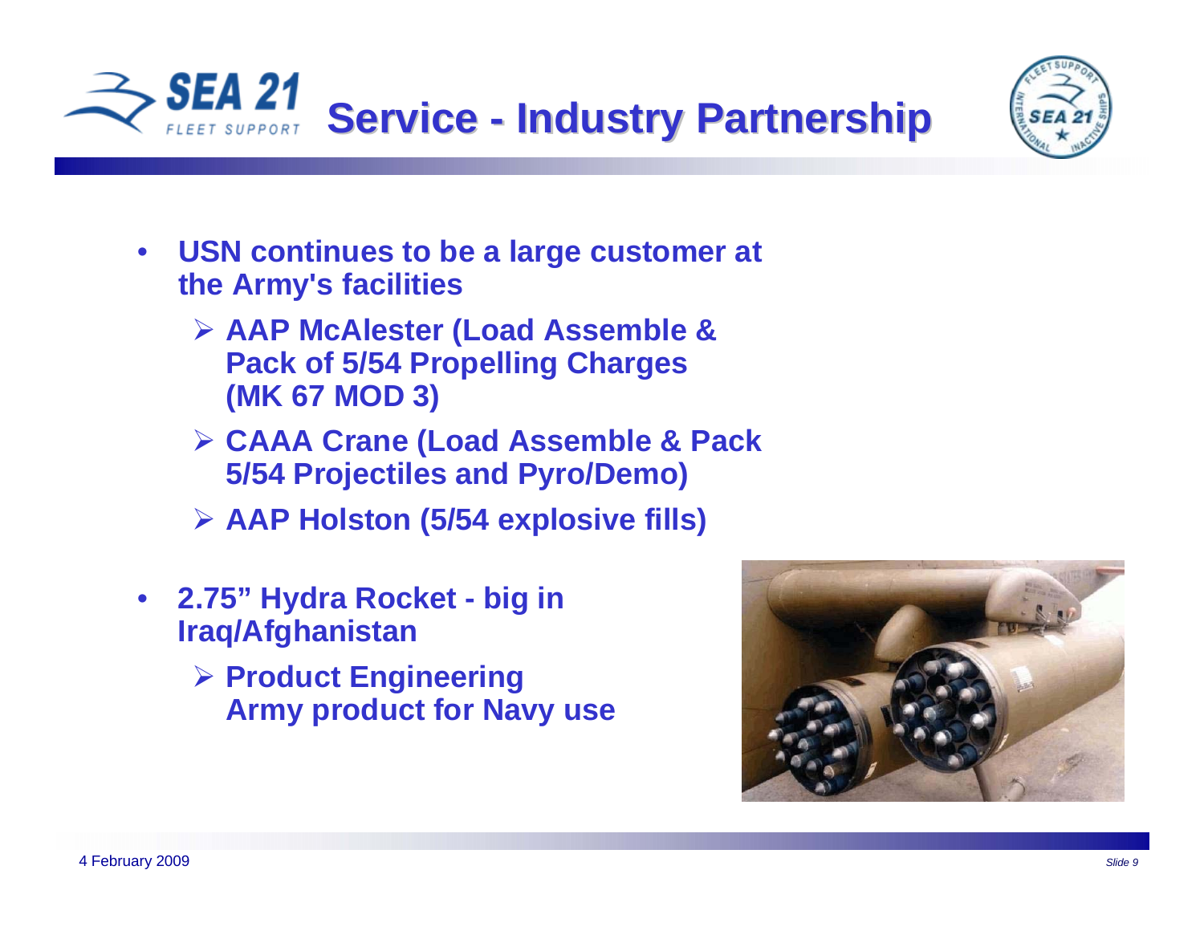# Service - Industry Partnership

- **USN continues to be a large customer at the Army's facilities**
  - **AAP McAlester (Load Assemble & Pack of 5/54 Propelling Charges (MK 67 MOD 3)**
  - **CAAA Crane (Load Assemble & Pack 5/54 Projectiles and Pyro/Demo)**
  - **AAP Holston (5/54 explosive fills)**
- **2.75" Hydra Rocket - big in Iraq/Afghanistan**
  - **Product Engineering Army product for Navy use**

4 February 2009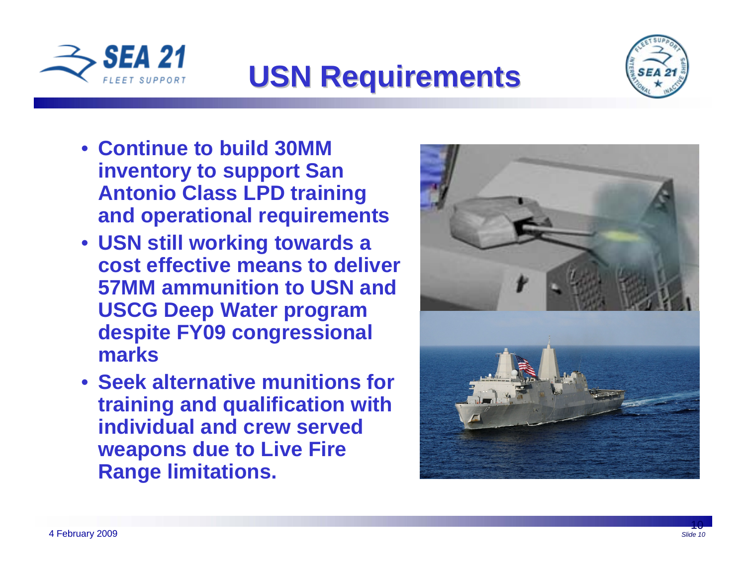# USN Requirements

- Continue to build 30MM inventory to support San Antonio Class LPD training and operational requirements
- USN still working towards a cost effective means to deliver 57MM ammunition to USN and USCG Deep Water program despite FY09 congressional marks
- Seek alternative munitions for training and qualification with individual and crew served weapons due to Live Fire Range limitations.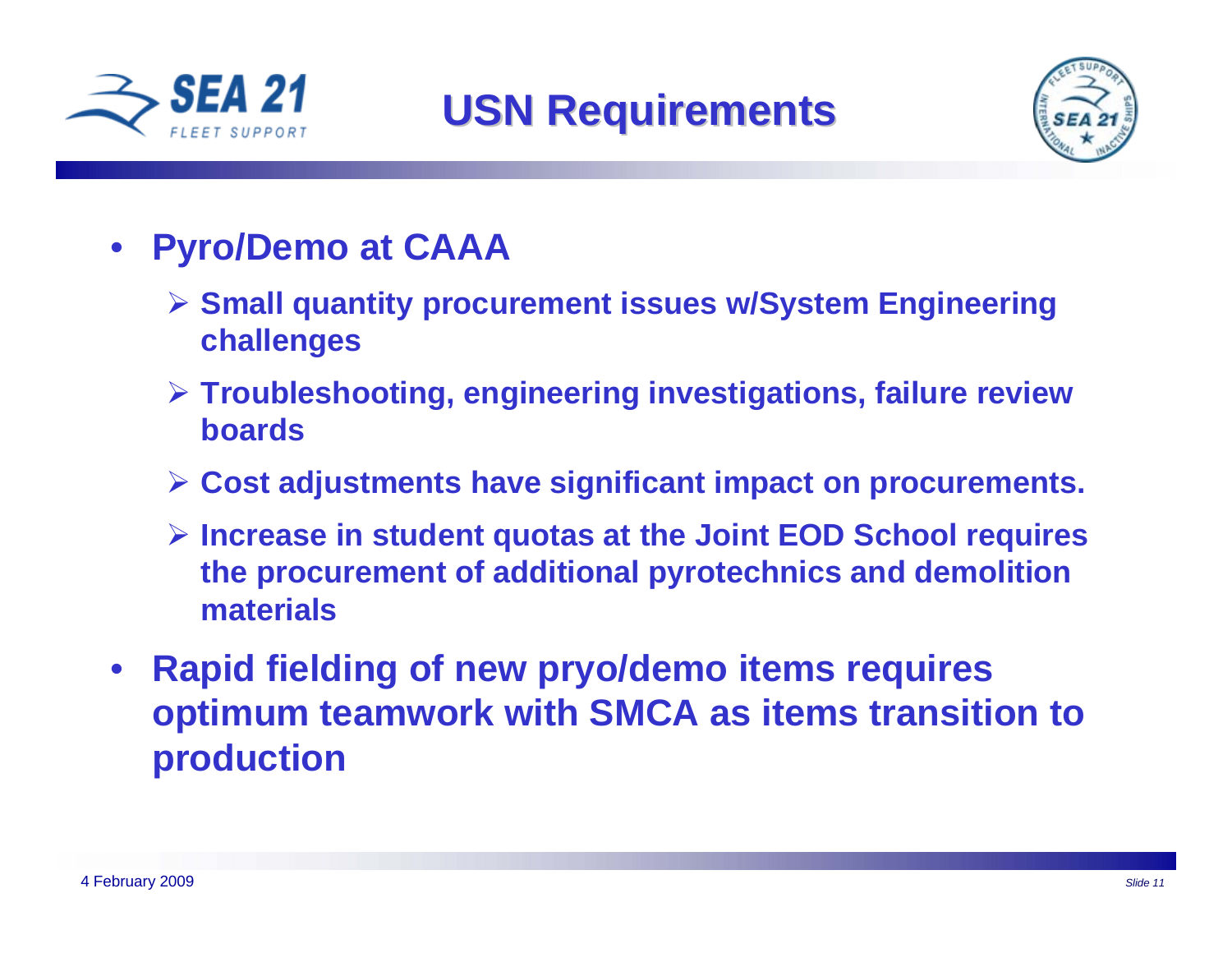# USN Requirements

- **Pyro/Demo at CAAA**
  - **Small quantity procurement issues w/System Engineering challenges**
  - **Troubleshooting, engineering investigations, failure review boards**
  - **Cost adjustments have significant impact on procurements.**
  - **Increase in student quotas at the Joint EOD School requires the procurement of additional pyrotechnics and demolition materials**
- **Rapid fielding of new pryo/demo items requires optimum teamwork with SMCA as items transition to production**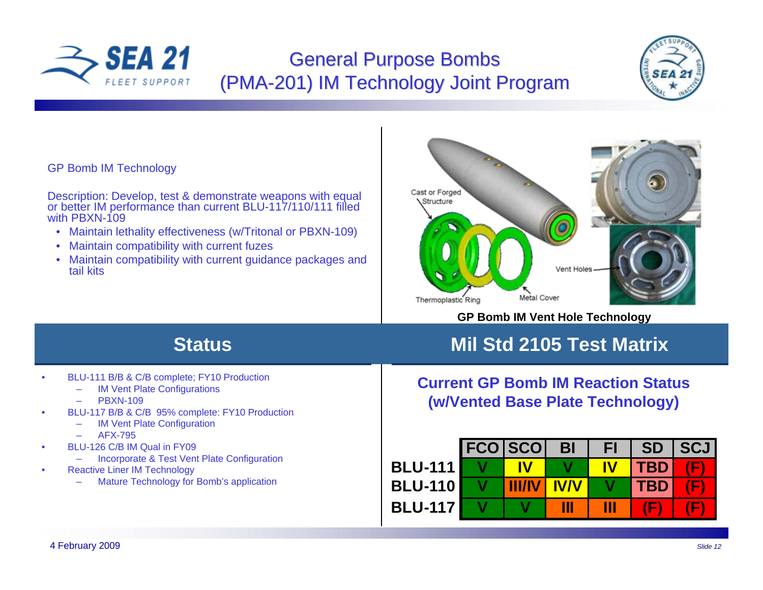# General Purpose Bombs (PMA-201) IM Technology Joint Program

GP Bomb IM Technology

Description: Develop, test & demonstrate weapons with equal or better IM performance than current BLU-117/110/111 filled with PBXN-109

- Maintain lethality effectiveness (w/Tritonal or PBXN-109)
- Maintain compatibility with current fuzes
- Maintain compatibility with current guidance packages and tail kits

Cast or Forged Structure

Thermoplastic Ring

Metal Cover

Vent Holes

**GP Bomb IM Vent Hole Technology**

## Status

- BLU-111 B/B & C/B complete; FY10 Production
  - IM Vent Plate Configurations
  - PBXN-109
- BLU-117 B/B & C/B 95% complete: FY10 Production
  - IM Vent Plate Configuration
  - AFX-795
- BLU-126 C/B IM Qual in FY09
  - Incorporate & Test Vent Plate Configuration
- Reactive Liner IM Technology
  - Mature Technology for Bomb's application

## Mil Std 2105 Test Matrix

**Current GP Bomb IM Reaction Status (w/Vented Base Plate Technology)**

| | FCO | SCO | BI | FI | SD | SCJ |
|---|---|---|---|---|---|---|
| **BLU-111** | V | IV | V | IV | TBD | (F) |
| **BLU-110** | V | III/IV | IV/V | V | TBD | (F) |
| **BLU-117** | V | V | III | III | (F) | (F) |

4 February 2009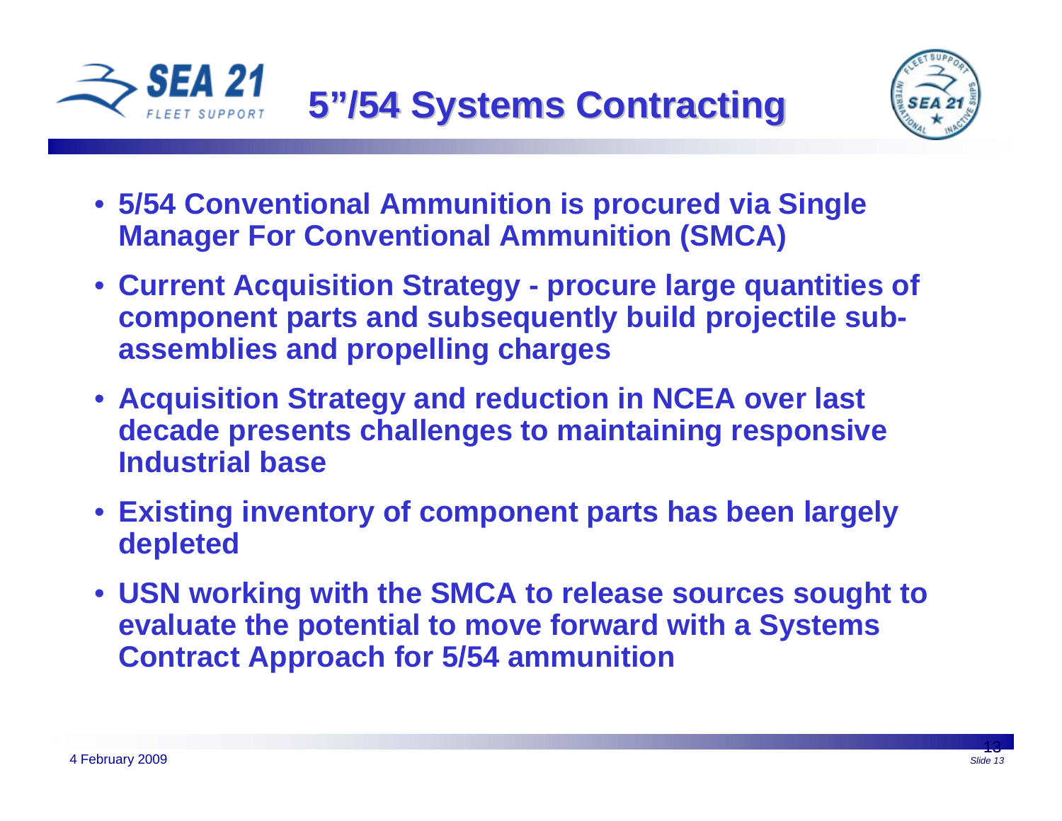# 5"/54 Systems Contracting

- **5/54 Conventional Ammunition is procured via Single Manager For Conventional Ammunition (SMCA)**
- **Current Acquisition Strategy - procure large quantities of component parts and subsequently build projectile sub-assemblies and propelling charges**
- **Acquisition Strategy and reduction in NCEA over last decade presents challenges to maintaining responsive Industrial base**
- **Existing inventory of component parts has been largely depleted**
- **USN working with the SMCA to release sources sought to evaluate the potential to move forward with a Systems Contract Approach for 5/54 ammunition**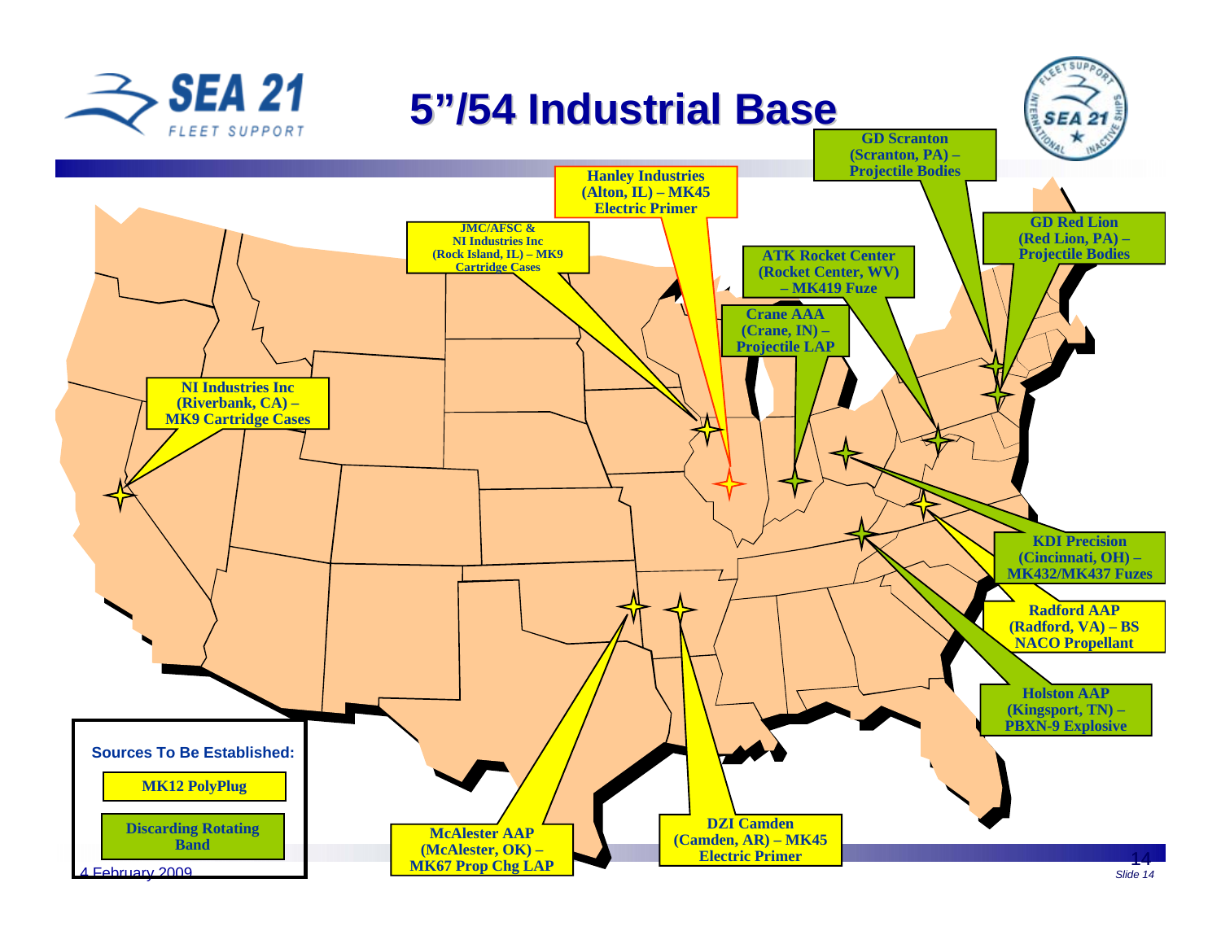# 5”/54 Industrial Base

- **GD Scranton (Scranton, PA) – Projectile Bodies**
- **Hanley Industries (Alton, IL) – MK45 Electric Primer**
- **GD Red Lion (Red Lion, PA) – Projectile Bodies**
- **JMC/AFSC & NI Industries Inc (Rock Island, IL) – MK9 Cartridge Cases**
- **ATK Rocket Center (Rocket Center, WV) – MK419 Fuze**
- **Crane AAA (Crane, IN) – Projectile LAP**
- **NI Industries Inc (Riverbank, CA) – MK9 Cartridge Cases**
- **KDI Precision (Cincinnati, OH) – MK432/MK437 Fuzes**
- **Radford AAP (Radford, VA) – BS NACO Propellant**
- **Holston AAP (Kingsport, TN) – PBXN-9 Explosive**
- **McAlester AAP (McAlester, OK) – MK67 Prop Chg LAP**
- **DZI Camden (Camden, AR) – MK45 Electric Primer**

**Sources To Be Established:**

- MK12 PolyPlug
- Discarding Rotating Band

4 February 2009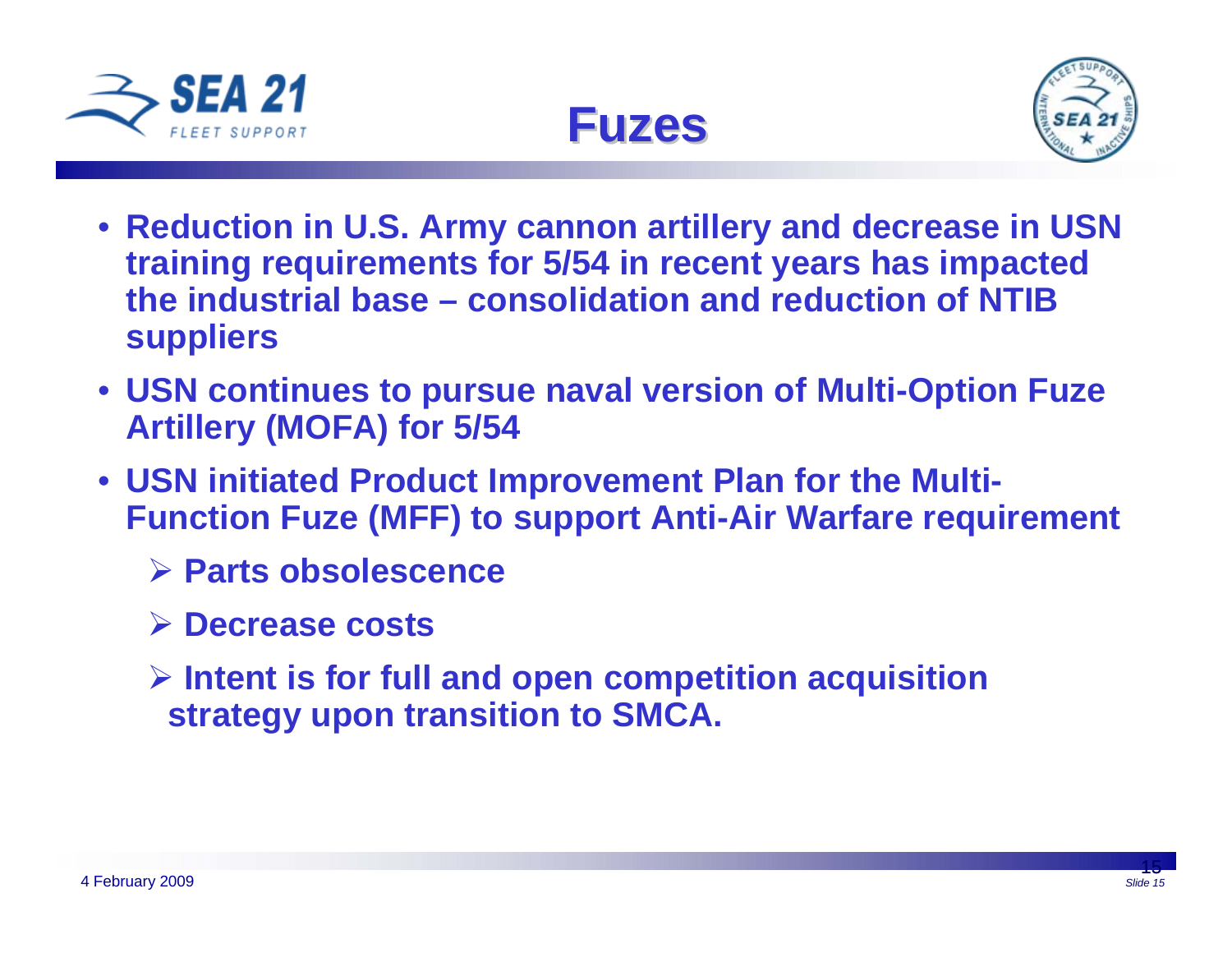# Fuzes

- Reduction in U.S. Army cannon artillery and decrease in USN training requirements for 5/54 in recent years has impacted the industrial base – consolidation and reduction of NTIB suppliers
- USN continues to pursue naval version of Multi-Option Fuze Artillery (MOFA) for 5/54
- USN initiated Product Improvement Plan for the Multi-Function Fuze (MFF) to support Anti-Air Warfare requirement
  - Parts obsolescence
  - Decrease costs
  - Intent is for full and open competition acquisition strategy upon transition to SMCA.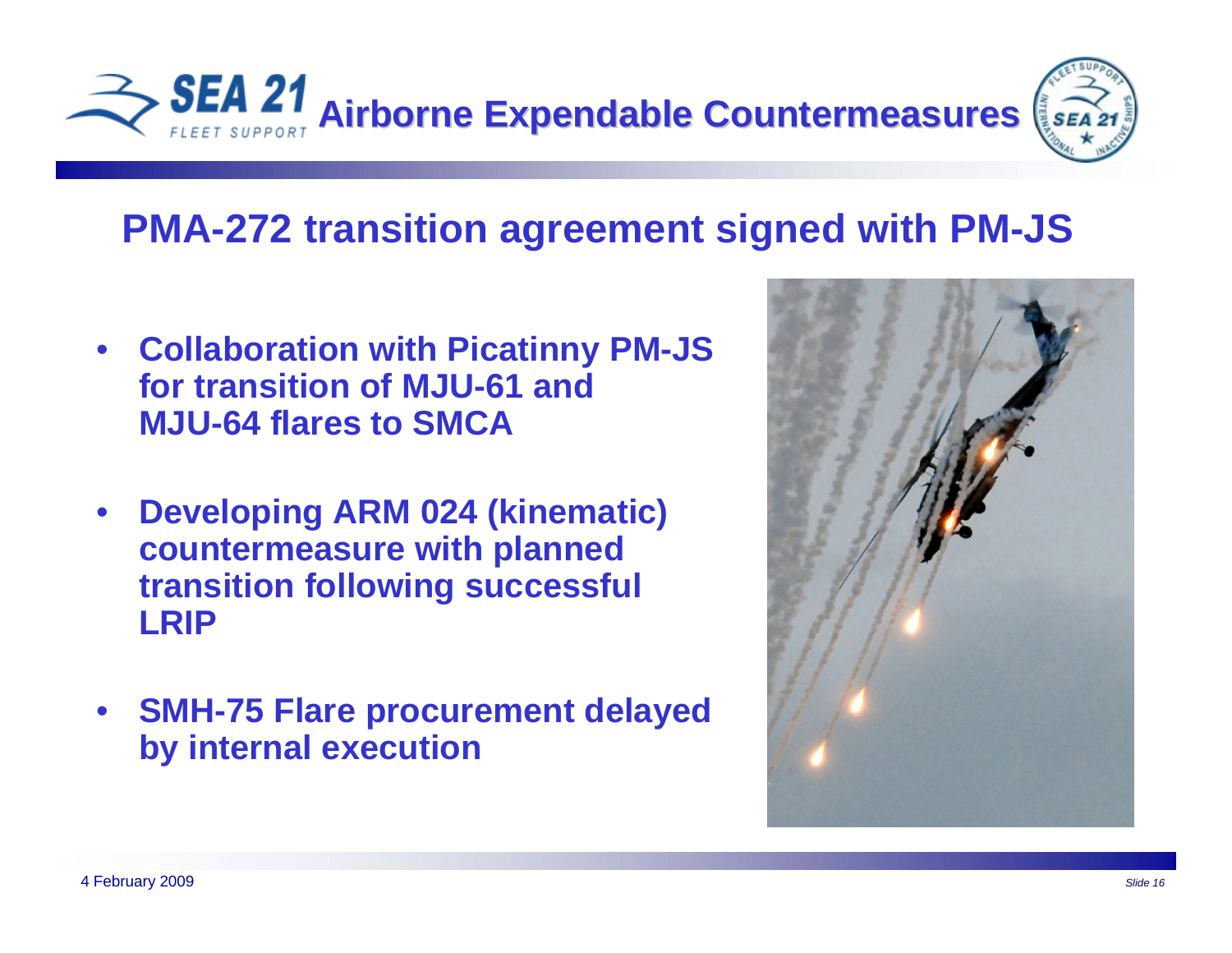# Airborne Expendable Countermeasures

## PMA-272 transition agreement signed with PM-JS

- **Collaboration with Picatinny PM-JS for transition of MJU-61 and MJU-64 flares to SMCA**
- **Developing ARM 024 (kinematic) countermeasure with planned transition following successful LRIP**
- **SMH-75 Flare procurement delayed by internal execution**

4 February 2009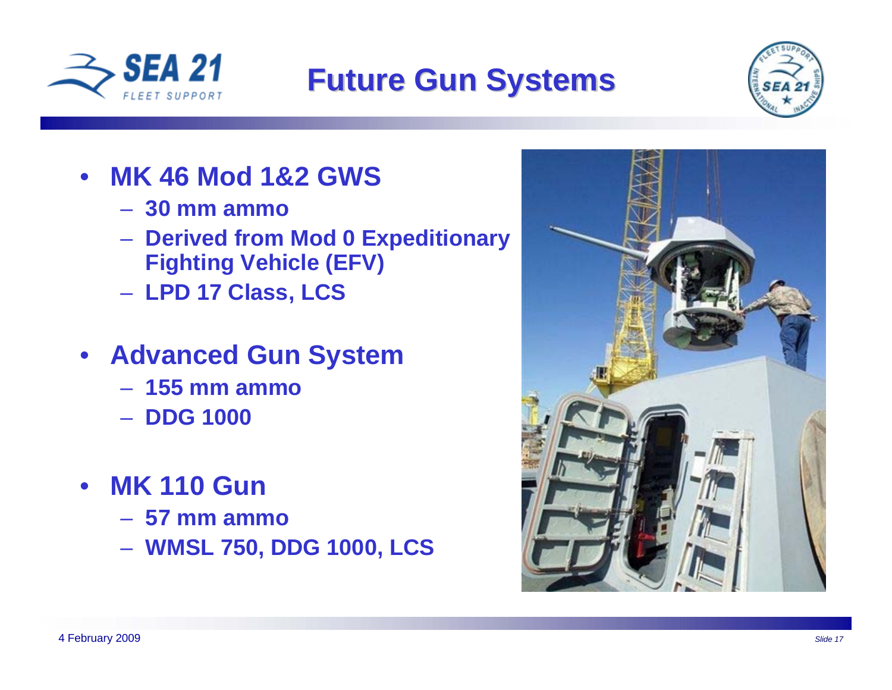# Future Gun Systems

- **MK 46 Mod 1&2 GWS**
  - **30 mm ammo**
  - **Derived from Mod 0 Expeditionary Fighting Vehicle (EFV)**
  - **LPD 17 Class, LCS**

- **Advanced Gun System**
  - **155 mm ammo**
  - **DDG 1000**

- **MK 110 Gun**
  - **57 mm ammo**
  - **WMSL 750, DDG 1000, LCS**

4 February 2009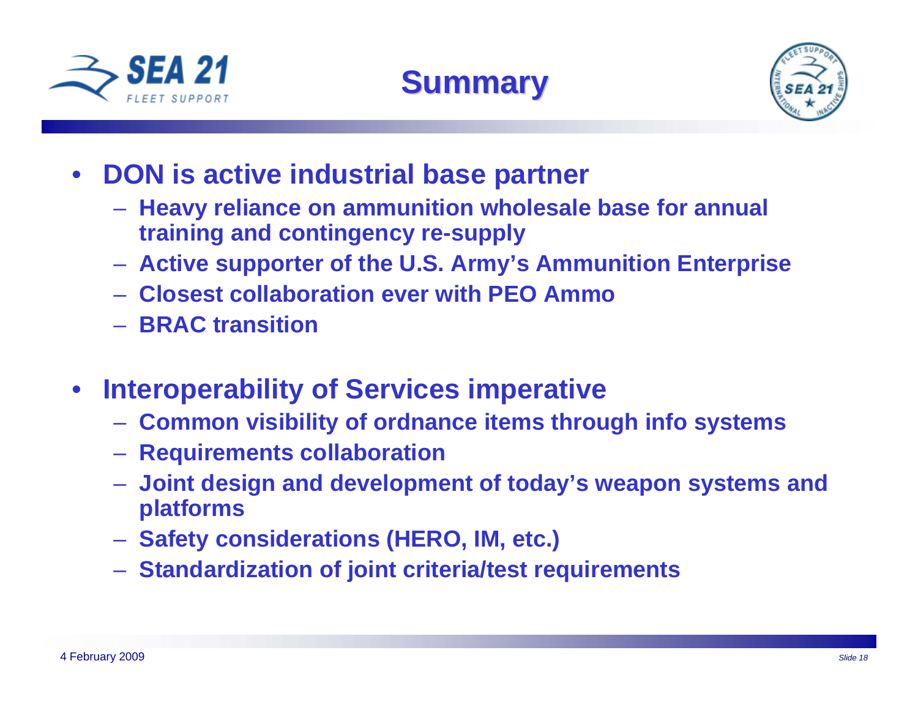# Summary

- **DON is active industrial base partner**
  - **Heavy reliance on ammunition wholesale base for annual training and contingency re-supply**
  - **Active supporter of the U.S. Army's Ammunition Enterprise**
  - **Closest collaboration ever with PEO Ammo**
  - **BRAC transition**

- **Interoperability of Services imperative**
  - **Common visibility of ordnance items through info systems**
  - **Requirements collaboration**
  - **Joint design and development of today's weapon systems and platforms**
  - **Safety considerations (HERO, IM, etc.)**
  - **Standardization of joint criteria/test requirements**